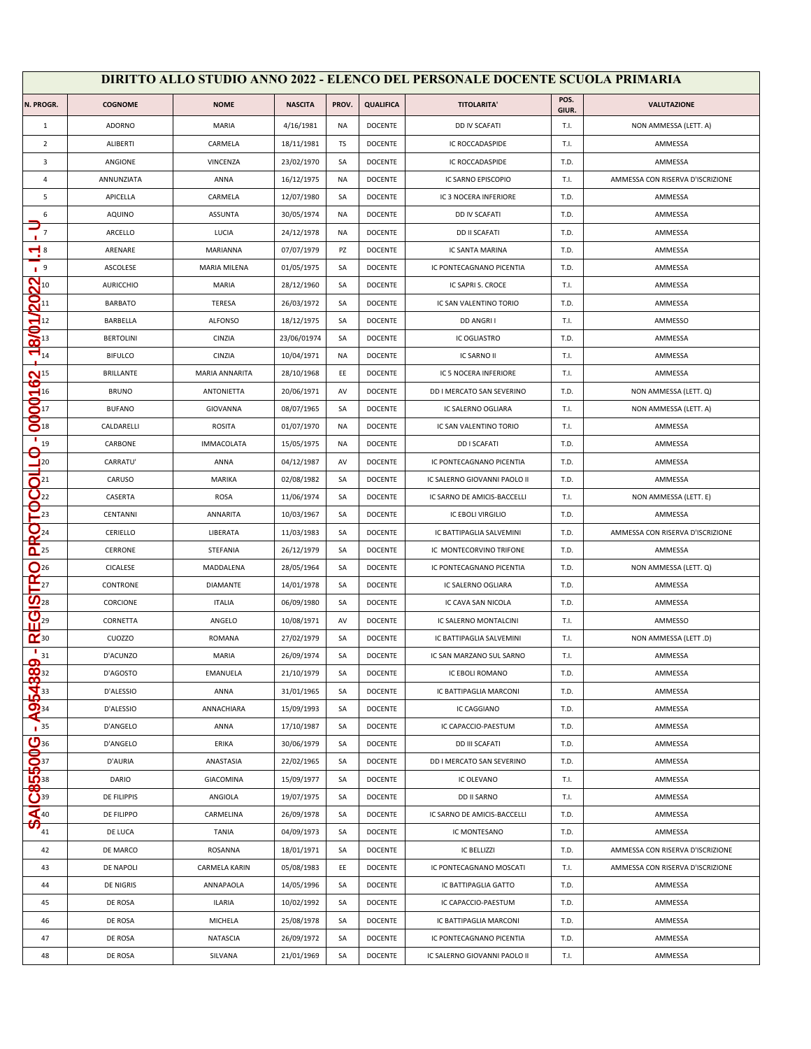# DIRITTO ALLO STUDIO ANNO 2022 - ELENCO DEL PERSONALE DOCENTE SCUOLA PRIMARIA

| N. PROGR. | COGNOME | NOME | NASCITA | PROV. | QUALIFICA | TITOLARITA' | POS. GIUR. | VALUTAZIONE |
|---|---|---|---|---|---|---|---|---|
| 1 | ADORNO | MARIA | 4/16/1981 | NA | DOCENTE | DD IV SCAFATI | T.I. | NON AMMESSA (LETT. A) |
| 2 | ALIBERTI | CARMELA | 18/11/1981 | TS | DOCENTE | IC ROCCADASPIDE | T.I. | AMMESSA |
| 3 | ANGIONE | VINCENZA | 23/02/1970 | SA | DOCENTE | IC ROCCADASPIDE | T.D. | AMMESSA |
| 4 | ANNUNZIATA | ANNA | 16/12/1975 | NA | DOCENTE | IC SARNO EPISCOPIO | T.I. | AMMESSA CON RISERVA D'ISCRIZIONE |
| 5 | APICELLA | CARMELA | 12/07/1980 | SA | DOCENTE | IC 3 NOCERA INFERIORE | T.D. | AMMESSA |
| 6 | AQUINO | ASSUNTA | 30/05/1974 | NA | DOCENTE | DD IV SCAFATI | T.D. | AMMESSA |
| 7 | ARCELLO | LUCIA | 24/12/1978 | NA | DOCENTE | DD II SCAFATI | T.D. | AMMESSA |
| 8 | ARENARE | MARIANNA | 07/07/1979 | PZ | DOCENTE | IC SANTA MARINA | T.D. | AMMESSA |
| 9 | ASCOLESE | MARIA MILENA | 01/05/1975 | SA | DOCENTE | IC PONTECAGNANO PICENTIA | T.D. | AMMESSA |
| 10 | AURICCHIO | MARIA | 28/12/1960 | SA | DOCENTE | IC SAPRI S. CROCE | T.I. | AMMESSA |
| 11 | BARBATO | TERESA | 26/03/1972 | SA | DOCENTE | IC SAN VALENTINO TORIO | T.D. | AMMESSA |
| 12 | BARBELLA | ALFONSO | 18/12/1975 | SA | DOCENTE | DD ANGRI I | T.I. | AMMESSO |
| 13 | BERTOLINI | CINZIA | 23/06/01974 | SA | DOCENTE | IC OGLIASTRO | T.D. | AMMESSA |
| 14 | BIFULCO | CINZIA | 10/04/1971 | NA | DOCENTE | IC SARNO II | T.I. | AMMESSA |
| 15 | BRILLANTE | MARIA ANNARITA | 28/10/1968 | EE | DOCENTE | IC 5 NOCERA INFERIORE | T.I. | AMMESSA |
| 16 | BRUNO | ANTONIETTA | 20/06/1971 | AV | DOCENTE | DD I MERCATO SAN SEVERINO | T.D. | NON AMMESSA (LETT. Q) |
| 17 | BUFANO | GIOVANNA | 08/07/1965 | SA | DOCENTE | IC SALERNO OGLIARA | T.I. | NON AMMESSA (LETT. A) |
| 18 | CALDARELLI | ROSITA | 01/07/1970 | NA | DOCENTE | IC SAN VALENTINO TORIO | T.I. | AMMESSA |
| 19 | CARBONE | IMMACOLATA | 15/05/1975 | NA | DOCENTE | DD I SCAFATI | T.D. | AMMESSA |
| 20 | CARRATU' | ANNA | 04/12/1987 | AV | DOCENTE | IC PONTECAGNANO PICENTIA | T.D. | AMMESSA |
| 21 | CARUSO | MARIKA | 02/08/1982 | SA | DOCENTE | IC SALERNO GIOVANNI PAOLO II | T.D. | AMMESSA |
| 22 | CASERTA | ROSA | 11/06/1974 | SA | DOCENTE | IC SARNO DE AMICIS-BACCELLI | T.I. | NON AMMESSA (LETT. E) |
| 23 | CENTANNI | ANNARITA | 10/03/1967 | SA | DOCENTE | IC EBOLI VIRGILIO | T.D. | AMMESSA |
| 24 | CERIELLO | LIBERATA | 11/03/1983 | SA | DOCENTE | IC BATTIPAGLIA SALVEMINI | T.D. | AMMESSA CON RISERVA D'ISCRIZIONE |
| 25 | CERRONE | STEFANIA | 26/12/1979 | SA | DOCENTE | IC MONTECORVINO TRIFONE | T.D. | AMMESSA |
| 26 | CICALESE | MADDALENA | 28/05/1964 | SA | DOCENTE | IC PONTECAGNANO PICENTIA | T.D. | NON AMMESSA (LETT. Q) |
| 27 | CONTRONE | DIAMANTE | 14/01/1978 | SA | DOCENTE | IC SALERNO OGLIARA | T.D. | AMMESSA |
| 28 | CORCIONE | ITALIA | 06/09/1980 | SA | DOCENTE | IC CAVA SAN NICOLA | T.D. | AMMESSA |
| 29 | CORNETTA | ANGELO | 10/08/1971 | AV | DOCENTE | IC SALERNO MONTALCINI | T.I. | AMMESSO |
| 30 | CUOZZO | ROMANA | 27/02/1979 | SA | DOCENTE | IC BATTIPAGLIA SALVEMINI | T.I. | NON AMMESSA (LETT .D) |
| 31 | D'ACUNZO | MARIA | 26/09/1974 | SA | DOCENTE | IC SAN MARZANO SUL SARNO | T.I. | AMMESSA |
| 32 | D'AGOSTO | EMANUELA | 21/10/1979 | SA | DOCENTE | IC EBOLI ROMANO | T.D. | AMMESSA |
| 33 | D'ALESSIO | ANNA | 31/01/1965 | SA | DOCENTE | IC BATTIPAGLIA MARCONI | T.D. | AMMESSA |
| 34 | D'ALESSIO | ANNACHIARA | 15/09/1993 | SA | DOCENTE | IC CAGGIANO | T.D. | AMMESSA |
| 35 | D'ANGELO | ANNA | 17/10/1987 | SA | DOCENTE | IC CAPACCIO-PAESTUM | T.D. | AMMESSA |
| 36 | D'ANGELO | ERIKA | 30/06/1979 | SA | DOCENTE | DD III SCAFATI | T.D. | AMMESSA |
| 37 | D'AURIA | ANASTASIA | 22/02/1965 | SA | DOCENTE | DD I MERCATO SAN SEVERINO | T.D. | AMMESSA |
| 38 | DARIO | GIACOMINA | 15/09/1977 | SA | DOCENTE | IC OLEVANO | T.I. | AMMESSA |
| 39 | DE FILIPPIS | ANGIOLA | 19/07/1975 | SA | DOCENTE | DD II SARNO | T.I. | AMMESSA |
| 40 | DE FILIPPO | CARMELINA | 26/09/1978 | SA | DOCENTE | IC SARNO DE AMICIS-BACCELLI | T.D. | AMMESSA |
| 41 | DE LUCA | TANIA | 04/09/1973 | SA | DOCENTE | IC MONTESANO | T.D. | AMMESSA |
| 42 | DE MARCO | ROSANNA | 18/01/1971 | SA | DOCENTE | IC BELLIZZI | T.D. | AMMESSA CON RISERVA D'ISCRIZIONE |
| 43 | DE NAPOLI | CARMELA KARIN | 05/08/1983 | EE | DOCENTE | IC PONTECAGNANO MOSCATI | T.I. | AMMESSA CON RISERVA D'ISCRIZIONE |
| 44 | DE NIGRIS | ANNAPAOLA | 14/05/1996 | SA | DOCENTE | IC BATTIPAGLIA GATTO | T.D. | AMMESSA |
| 45 | DE ROSA | ILARIA | 10/02/1992 | SA | DOCENTE | IC CAPACCIO-PAESTUM | T.D. | AMMESSA |
| 46 | DE ROSA | MICHELA | 25/08/1978 | SA | DOCENTE | IC BATTIPAGLIA MARCONI | T.D. | AMMESSA |
| 47 | DE ROSA | NATASCIA | 26/09/1972 | SA | DOCENTE | IC PONTECAGNANO PICENTIA | T.D. | AMMESSA |
| 48 | DE ROSA | SILVANA | 21/01/1969 | SA | DOCENTE | IC SALERNO GIOVANNI PAOLO II | T.I. | AMMESSA |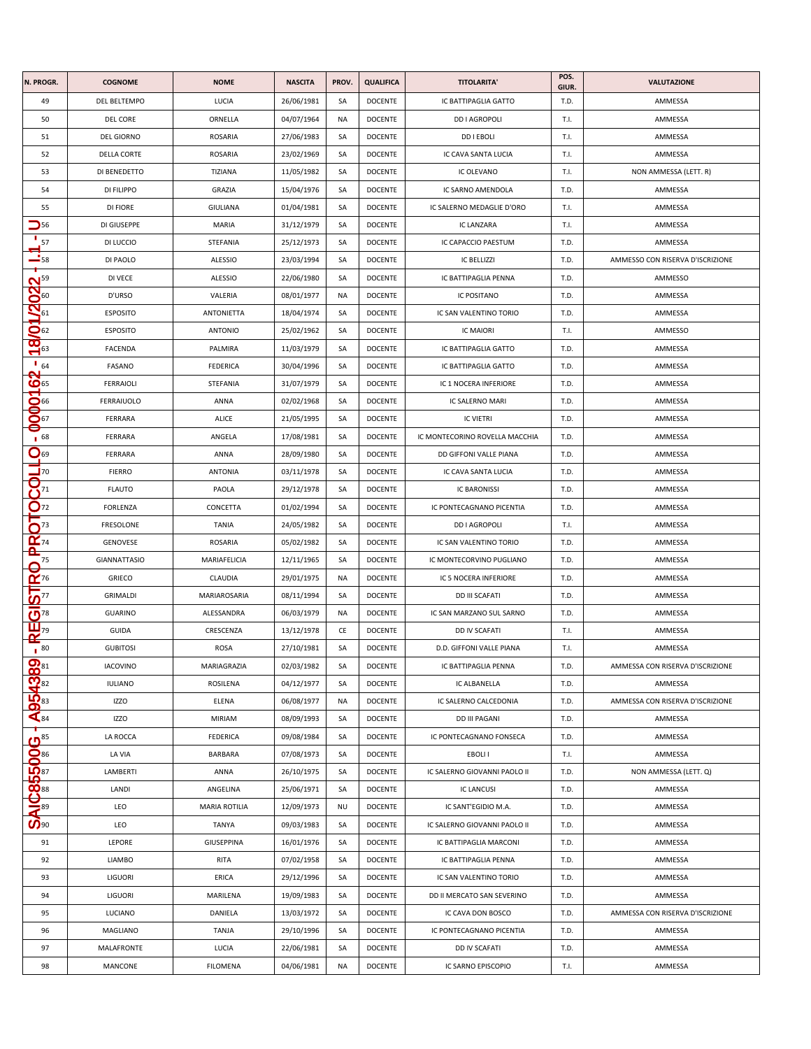| N. PROGR. | COGNOME | NOME | NASCITA | PROV. | QUALIFICA | TITOLARITA' | POS. GIUR. | VALUTAZIONE |
|---|---|---|---|---|---|---|---|---|
| 49 | DEL BELTEMPO | LUCIA | 26/06/1981 | SA | DOCENTE | IC BATTIPAGLIA GATTO | T.D. | AMMESSA |
| 50 | DEL CORE | ORNELLA | 04/07/1964 | NA | DOCENTE | DD I AGROPOLI | T.I. | AMMESSA |
| 51 | DEL GIORNO | ROSARIA | 27/06/1983 | SA | DOCENTE | DD I EBOLI | T.I. | AMMESSA |
| 52 | DELLA CORTE | ROSARIA | 23/02/1969 | SA | DOCENTE | IC CAVA SANTA LUCIA | T.I. | AMMESSA |
| 53 | DI BENEDETTO | TIZIANA | 11/05/1982 | SA | DOCENTE | IC OLEVANO | T.I. | NON AMMESSA (LETT. R) |
| 54 | DI FILIPPO | GRAZIA | 15/04/1976 | SA | DOCENTE | IC SARNO AMENDOLA | T.D. | AMMESSA |
| 55 | DI FIORE | GIULIANA | 01/04/1981 | SA | DOCENTE | IC SALERNO MEDAGLIE D'ORO | T.I. | AMMESSA |
| 56 | DI GIUSEPPE | MARIA | 31/12/1979 | SA | DOCENTE | IC LANZARA | T.I. | AMMESSA |
| 57 | DI LUCCIO | STEFANIA | 25/12/1973 | SA | DOCENTE | IC CAPACCIO PAESTUM | T.D. | AMMESSA |
| 58 | DI PAOLO | ALESSIO | 23/03/1994 | SA | DOCENTE | IC BELLIZZI | T.D. | AMMESSO CON RISERVA D'ISCRIZIONE |
| 59 | DI VECE | ALESSIO | 22/06/1980 | SA | DOCENTE | IC BATTIPAGLIA PENNA | T.D. | AMMESSO |
| 60 | D'URSO | VALERIA | 08/01/1977 | NA | DOCENTE | IC POSITANO | T.D. | AMMESSA |
| 61 | ESPOSITO | ANTONIETTA | 18/04/1974 | SA | DOCENTE | IC SAN VALENTINO TORIO | T.D. | AMMESSA |
| 62 | ESPOSITO | ANTONIO | 25/02/1962 | SA | DOCENTE | IC MAIORI | T.I. | AMMESSO |
| 63 | FACENDA | PALMIRA | 11/03/1979 | SA | DOCENTE | IC BATTIPAGLIA GATTO | T.D. | AMMESSA |
| 64 | FASANO | FEDERICA | 30/04/1996 | SA | DOCENTE | IC BATTIPAGLIA GATTO | T.D. | AMMESSA |
| 65 | FERRAIOLI | STEFANIA | 31/07/1979 | SA | DOCENTE | IC 1 NOCERA INFERIORE | T.D. | AMMESSA |
| 66 | FERRAIUOLO | ANNA | 02/02/1968 | SA | DOCENTE | IC SALERNO MARI | T.D. | AMMESSA |
| 67 | FERRARA | ALICE | 21/05/1995 | SA | DOCENTE | IC VIETRI | T.D. | AMMESSA |
| 68 | FERRARA | ANGELA | 17/08/1981 | SA | DOCENTE | IC MONTECORINO ROVELLA MACCHIA | T.D. | AMMESSA |
| 69 | FERRARA | ANNA | 28/09/1980 | SA | DOCENTE | DD GIFFONI VALLE PIANA | T.D. | AMMESSA |
| 70 | FIERRO | ANTONIA | 03/11/1978 | SA | DOCENTE | IC CAVA SANTA LUCIA | T.D. | AMMESSA |
| 71 | FLAUTO | PAOLA | 29/12/1978 | SA | DOCENTE | IC BARONISSI | T.D. | AMMESSA |
| 72 | FORLENZA | CONCETTA | 01/02/1994 | SA | DOCENTE | IC PONTECAGNANO PICENTIA | T.D. | AMMESSA |
| 73 | FRESOLONE | TANIA | 24/05/1982 | SA | DOCENTE | DD I AGROPOLI | T.I. | AMMESSA |
| 74 | GENOVESE | ROSARIA | 05/02/1982 | SA | DOCENTE | IC SAN VALENTINO TORIO | T.D. | AMMESSA |
| 75 | GIANNATTASIO | MARIAFELICIA | 12/11/1965 | SA | DOCENTE | IC MONTECORVINO PUGLIANO | T.D. | AMMESSA |
| 76 | GRIECO | CLAUDIA | 29/01/1975 | NA | DOCENTE | IC 5 NOCERA INFERIORE | T.D. | AMMESSA |
| 77 | GRIMALDI | MARIAROSARIA | 08/11/1994 | SA | DOCENTE | DD III SCAFATI | T.D. | AMMESSA |
| 78 | GUARINO | ALESSANDRA | 06/03/1979 | NA | DOCENTE | IC SAN MARZANO SUL SARNO | T.D. | AMMESSA |
| 79 | GUIDA | CRESCENZA | 13/12/1978 | CE | DOCENTE | DD IV SCAFATI | T.I. | AMMESSA |
| 80 | GUBITOSI | ROSA | 27/10/1981 | SA | DOCENTE | D.D. GIFFONI VALLE PIANA | T.I. | AMMESSA |
| 81 | IACOVINO | MARIAGRAZIA | 02/03/1982 | SA | DOCENTE | IC BATTIPAGLIA PENNA | T.D. | AMMESSA CON RISERVA D'ISCRIZIONE |
| 82 | IULIANO | ROSILENA | 04/12/1977 | SA | DOCENTE | IC ALBANELLA | T.D. | AMMESSA |
| 83 | IZZO | ELENA | 06/08/1977 | NA | DOCENTE | IC SALERNO CALCEDONIA | T.D. | AMMESSA CON RISERVA D'ISCRIZIONE |
| 84 | IZZO | MIRIAM | 08/09/1993 | SA | DOCENTE | DD III PAGANI | T.D. | AMMESSA |
| 85 | LA ROCCA | FEDERICA | 09/08/1984 | SA | DOCENTE | IC PONTECAGNANO FONSECA | T.D. | AMMESSA |
| 86 | LA VIA | BARBARA | 07/08/1973 | SA | DOCENTE | EBOLI I | T.I. | AMMESSA |
| 87 | LAMBERTI | ANNA | 26/10/1975 | SA | DOCENTE | IC SALERNO GIOVANNI PAOLO II | T.D. | NON AMMESSA (LETT. Q) |
| 88 | LANDI | ANGELINA | 25/06/1971 | SA | DOCENTE | IC LANCUSI | T.D. | AMMESSA |
| 89 | LEO | MARIA ROTILIA | 12/09/1973 | NU | DOCENTE | IC SANT'EGIDIO M.A. | T.D. | AMMESSA |
| 90 | LEO | TANYA | 09/03/1983 | SA | DOCENTE | IC SALERNO GIOVANNI PAOLO II | T.D. | AMMESSA |
| 91 | LEPORE | GIUSEPPINA | 16/01/1976 | SA | DOCENTE | IC BATTIPAGLIA MARCONI | T.D. | AMMESSA |
| 92 | LIAMBO | RITA | 07/02/1958 | SA | DOCENTE | IC BATTIPAGLIA PENNA | T.D. | AMMESSA |
| 93 | LIGUORI | ERICA | 29/12/1996 | SA | DOCENTE | IC SAN VALENTINO TORIO | T.D. | AMMESSA |
| 94 | LIGUORI | MARILENA | 19/09/1983 | SA | DOCENTE | DD II MERCATO SAN SEVERINO | T.D. | AMMESSA |
| 95 | LUCIANO | DANIELA | 13/03/1972 | SA | DOCENTE | IC CAVA DON BOSCO | T.D. | AMMESSA CON RISERVA D'ISCRIZIONE |
| 96 | MAGLIANO | TANJA | 29/10/1996 | SA | DOCENTE | IC PONTECAGNANO PICENTIA | T.D. | AMMESSA |
| 97 | MALAFRONTE | LUCIA | 22/06/1981 | SA | DOCENTE | DD IV SCAFATI | T.D. | AMMESSA |
| 98 | MANCONE | FILOMENA | 04/06/1981 | NA | DOCENTE | IC SARNO EPISCOPIO | T.I. | AMMESSA |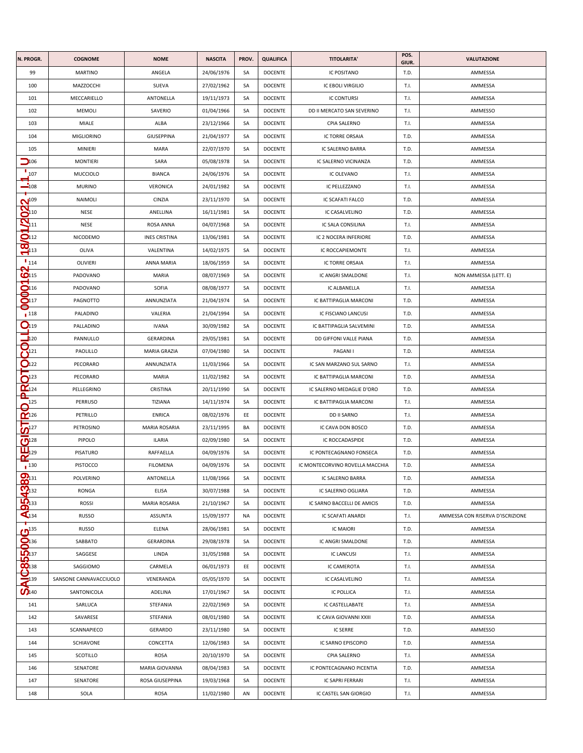| N. PROGR. | COGNOME | NOME | NASCITA | PROV. | QUALIFICA | TITOLARITA' | POS. GIUR. | VALUTAZIONE |
|---|---|---|---|---|---|---|---|---|
| 99 | MARTINO | ANGELA | 24/06/1976 | SA | DOCENTE | IC POSITANO | T.D. | AMMESSA |
| 100 | MAZZOCCHI | SUEVA | 27/02/1962 | SA | DOCENTE | IC EBOLI VIRGILIO | T.I. | AMMESSA |
| 101 | MECCARIELLO | ANTONELLA | 19/11/1973 | SA | DOCENTE | IC CONTURSI | T.I. | AMMESSA |
| 102 | MEMOLI | SAVERIO | 01/04/1966 | SA | DOCENTE | DD II MERCATO SAN SEVERINO | T.I. | AMMESSO |
| 103 | MIALE | ALBA | 23/12/1966 | SA | DOCENTE | CPIA SALERNO | T.I. | AMMESSA |
| 104 | MIGLIORINO | GIUSEPPINA | 21/04/1977 | SA | DOCENTE | IC TORRE ORSAIA | T.D. | AMMESSA |
| 105 | MINIERI | MARA | 22/07/1970 | SA | DOCENTE | IC SALERNO BARRA | T.D. | AMMESSA |
| 106 | MONTIERI | SARA | 05/08/1978 | SA | DOCENTE | IC SALERNO VICINANZA | T.D. | AMMESSA |
| 107 | MUCCIOLO | BIANCA | 24/06/1976 | SA | DOCENTE | IC OLEVANO | T.I. | AMMESSA |
| 108 | MURINO | VERONICA | 24/01/1982 | SA | DOCENTE | IC PELLEZZANO | T.I. | AMMESSA |
| 109 | NAIMOLI | CINZIA | 23/11/1970 | SA | DOCENTE | IC SCAFATI FALCO | T.D. | AMMESSA |
| 110 | NESE | ANELLINA | 16/11/1981 | SA | DOCENTE | IC CASALVELINO | T.D. | AMMESSA |
| 111 | NESE | ROSA ANNA | 04/07/1968 | SA | DOCENTE | IC SALA CONSILINA | T.I. | AMMESSA |
| 112 | NICODEMO | INES CRISTINA | 13/06/1981 | SA | DOCENTE | IC 2 NOCERA INFERIORE | T.D. | AMMESSA |
| 113 | OLIVA | VALENTINA | 14/02/1975 | SA | DOCENTE | IC ROCCAPIEMONTE | T.I. | AMMESSA |
| 114 | OLIVIERI | ANNA MARIA | 18/06/1959 | SA | DOCENTE | IC TORRE ORSAIA | T.I. | AMMESSA |
| 115 | PADOVANO | MARIA | 08/07/1969 | SA | DOCENTE | IC ANGRI SMALDONE | T.I. | NON AMMESSA (LETT. E) |
| 116 | PADOVANO | SOFIA | 08/08/1977 | SA | DOCENTE | IC ALBANELLA | T.I. | AMMESSA |
| 117 | PAGNOTTO | ANNUNZIATA | 21/04/1974 | SA | DOCENTE | IC BATTIPAGLIA MARCONI | T.D. | AMMESSA |
| 118 | PALADINO | VALERIA | 21/04/1994 | SA | DOCENTE | IC FISCIANO LANCUSI | T.D. | AMMESSA |
| 119 | PALLADINO | IVANA | 30/09/1982 | SA | DOCENTE | IC BATTIPAGLIA SALVEMINI | T.D. | AMMESSA |
| 120 | PANNULLO | GERARDINA | 29/05/1981 | SA | DOCENTE | DD GIFFONI VALLE PIANA | T.D. | AMMESSA |
| 121 | PAOLILLO | MARIA GRAZIA | 07/04/1980 | SA | DOCENTE | PAGANI I | T.D. | AMMESSA |
| 122 | PECORARO | ANNUNZIATA | 11/03/1966 | SA | DOCENTE | IC SAN MARZANO SUL SARNO | T.I. | AMMESSA |
| 123 | PECORARO | MARIA | 11/02/1982 | SA | DOCENTE | IC BATTIPAGLIA MARCONI | T.D. | AMMESSA |
| 124 | PELLEGRINO | CRISTINA | 20/11/1990 | SA | DOCENTE | IC SALERNO MEDAGLIE D'ORO | T.D. | AMMESSA |
| 125 | PERRUSO | TIZIANA | 14/11/1974 | SA | DOCENTE | IC BATTIPAGLIA MARCONI | T.I. | AMMESSA |
| 126 | PETRILLO | ENRICA | 08/02/1976 | EE | DOCENTE | DD II SARNO | T.I. | AMMESSA |
| 127 | PETROSINO | MARIA ROSARIA | 23/11/1995 | BA | DOCENTE | IC CAVA DON BOSCO | T.D. | AMMESSA |
| 128 | PIPOLO | ILARIA | 02/09/1980 | SA | DOCENTE | IC ROCCADASPIDE | T.D. | AMMESSA |
| 129 | PISATURO | RAFFAELLA | 04/09/1976 | SA | DOCENTE | IC PONTECAGNANO FONSECA | T.D. | AMMESSA |
| 130 | PISTOCCO | FILOMENA | 04/09/1976 | SA | DOCENTE | IC MONTECORVINO ROVELLA MACCHIA | T.D. | AMMESSA |
| 131 | POLVERINO | ANTONELLA | 11/08/1966 | SA | DOCENTE | IC SALERNO BARRA | T.D. | AMMESSA |
| 132 | RONGA | ELISA | 30/07/1988 | SA | DOCENTE | IC SALERNO OGLIARA | T.D. | AMMESSA |
| 133 | ROSSI | MARIA ROSARIA | 21/10/1967 | SA | DOCENTE | IC SARNO BACCELLI DE AMICIS | T.D. | AMMESSA |
| 134 | RUSSO | ASSUNTA | 15/09/1977 | NA | DOCENTE | IC SCAFATI ANARDI | T.I. | AMMESSA CON RISERVA D'ISCRIZIONE |
| 135 | RUSSO | ELENA | 28/06/1981 | SA | DOCENTE | IC MAIORI | T.D. | AMMESSA |
| 136 | SABBATO | GERARDINA | 29/08/1978 | SA | DOCENTE | IC ANGRI SMALDONE | T.D. | AMMESSA |
| 137 | SAGGESE | LINDA | 31/05/1988 | SA | DOCENTE | IC LANCUSI | T.I. | AMMESSA |
| 138 | SAGGIOMO | CARMELA | 06/01/1973 | EE | DOCENTE | IC CAMEROTA | T.I. | AMMESSA |
| 139 | SANSONE CANNAVACCIUOLO | VENERANDA | 05/05/1970 | SA | DOCENTE | IC CASALVELINO | T.I. | AMMESSA |
| 140 | SANTONICOLA | ADELINA | 17/01/1967 | SA | DOCENTE | IC POLLICA | T.I. | AMMESSA |
| 141 | SARLUCA | STEFANIA | 22/02/1969 | SA | DOCENTE | IC CASTELLABATE | T.I. | AMMESSA |
| 142 | SAVARESE | STEFANIA | 08/01/1980 | SA | DOCENTE | IC CAVA GIOVANNI XXIII | T.D. | AMMESSA |
| 143 | SCANNAPIECO | GERARDO | 23/11/1980 | SA | DOCENTE | IC SERRE | T.D. | AMMESSO |
| 144 | SCHIAVONE | CONCETTA | 12/06/1983 | SA | DOCENTE | IC SARNO EPISCOPIO | T.D. | AMMESSA |
| 145 | SCOTILLO | ROSA | 20/10/1970 | SA | DOCENTE | CPIA SALERNO | T.I. | AMMESSA |
| 146 | SENATORE | MARIA GIOVANNA | 08/04/1983 | SA | DOCENTE | IC PONTECAGNANO PICENTIA | T.D. | AMMESSA |
| 147 | SENATORE | ROSA GIUSEPPINA | 19/03/1968 | SA | DOCENTE | IC SAPRI FERRARI | T.I. | AMMESSA |
| 148 | SOLA | ROSA | 11/02/1980 | AN | DOCENTE | IC CASTEL SAN GIORGIO | T.I. | AMMESSA |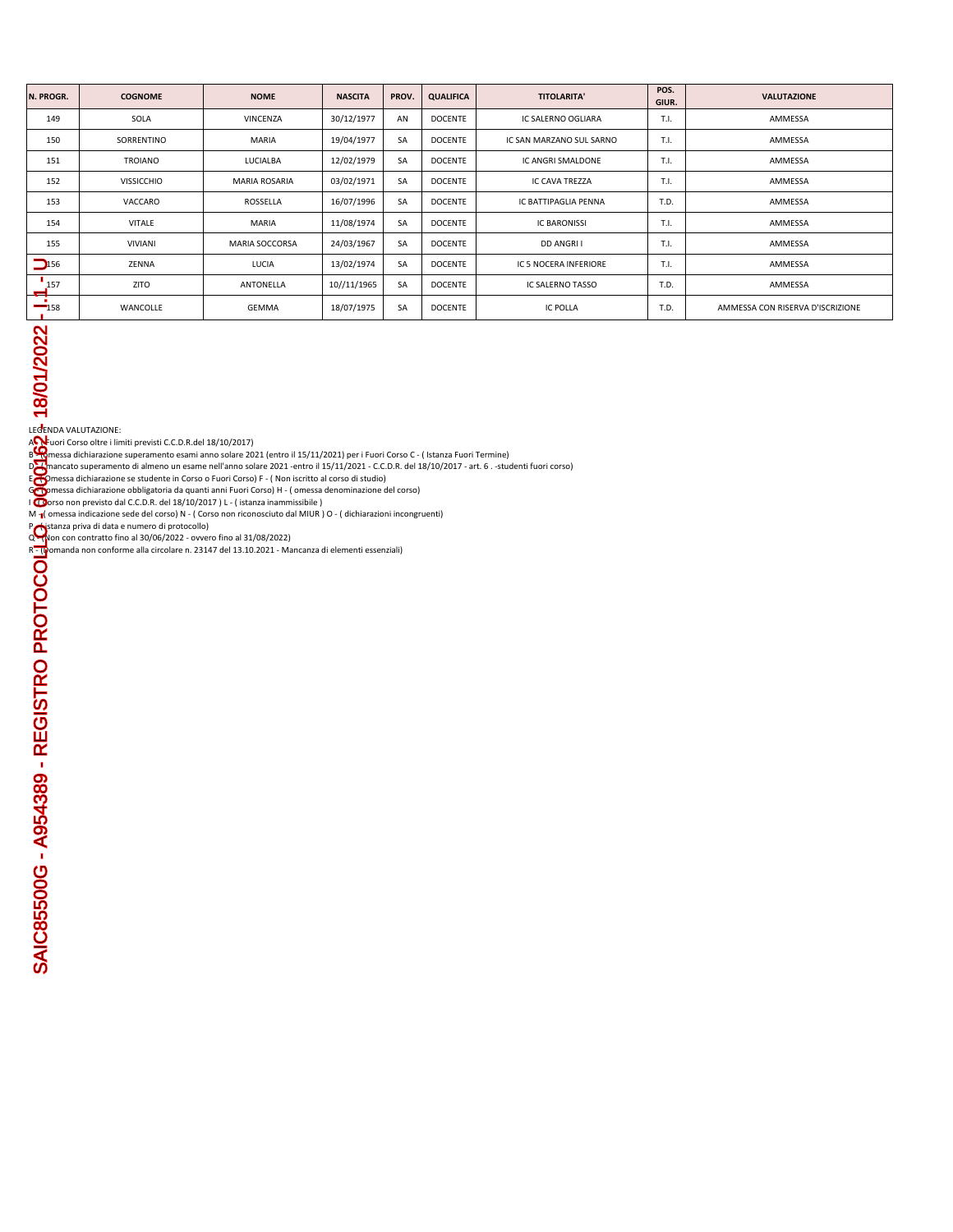| N. PROGR. | COGNOME | NOME | NASCITA | PROV. | QUALIFICA | TITOLARITA' | POS. GIUR. | VALUTAZIONE |
|---|---|---|---|---|---|---|---|---|
| 149 | SOLA | VINCENZA | 30/12/1977 | AN | DOCENTE | IC SALERNO OGLIARA | T.I. | AMMESSA |
| 150 | SORRENTINO | MARIA | 19/04/1977 | SA | DOCENTE | IC SAN MARZANO SUL SARNO | T.I. | AMMESSA |
| 151 | TROIANO | LUCIALBA | 12/02/1979 | SA | DOCENTE | IC ANGRI SMALDONE | T.I. | AMMESSA |
| 152 | VISSICCHIO | MARIA ROSARIA | 03/02/1971 | SA | DOCENTE | IC CAVA TREZZA | T.I. | AMMESSA |
| 153 | VACCARO | ROSSELLA | 16/07/1996 | SA | DOCENTE | IC BATTIPAGLIA PENNA | T.D. | AMMESSA |
| 154 | VITALE | MARIA | 11/08/1974 | SA | DOCENTE | IC BARONISSI | T.I. | AMMESSA |
| 155 | VIVIANI | MARIA SOCCORSA | 24/03/1967 | SA | DOCENTE | DD ANGRI I | T.I. | AMMESSA |
| 156 | ZENNA | LUCIA | 13/02/1974 | SA | DOCENTE | IC 5 NOCERA INFERIORE | T.I. | AMMESSA |
| 157 | ZITO | ANTONELLA | 10//11/1965 | SA | DOCENTE | IC SALERNO TASSO | T.D. | AMMESSA |
| 158 | WANCOLLE | GEMMA | 18/07/1975 | SA | DOCENTE | IC POLLA | T.D. | AMMESSA CON RISERVA D'ISCRIZIONE |

LEGENDA VALUTAZIONE:

A - Fuori Corso oltre i limiti previsti C.C.D.R.del 18/10/2017)

B - (omessa dichiarazione superamento esami anno solare 2021 (entro il 15/11/2021) per i Fuori Corso C - ( Istanza Fuori Termine)

D - mancato superamento di almeno un esame nell'anno solare 2021 -entro il 15/11/2021 - C.C.D.R. del 18/10/2017 - art. 6 . -studenti fuori corso)

E - (Omessa dichiarazione se studente in Corso o Fuori Corso) F - ( Non iscritto al corso di studio)

G - (omessa dichiarazione obbligatoria da quanti anni Fuori Corso) H - ( omessa denominazione del corso)

I - Corso non previsto dal C.C.D.R. del 18/10/2017 ) L - ( istanza inammissibile )

M - ( omessa indicazione sede del corso) N - ( Corso non riconosciuto dal MIUR ) O - ( dichiarazioni incongruenti)

P - (istanza priva di data e numero di protocollo)

Q - (Non con contratto fino al 30/06/2022 - ovvero fino al 31/08/2022)

R - (Domanda non conforme alla circolare n. 23147 del 13.10.2021 - Mancanza di elementi essenziali)